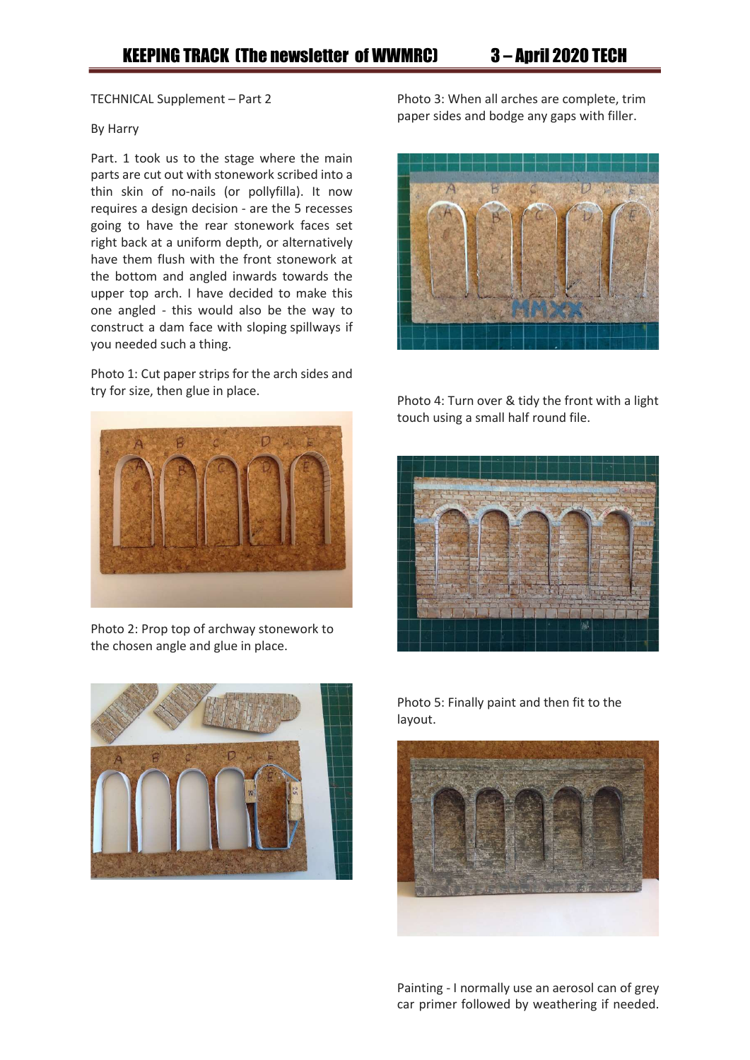TECHNICAL Supplement – Part 2

By Harry

Part. 1 took us to the stage where the main parts are cut out with stonework scribed into a thin skin of no-nails (or pollyfilla). It now requires a design decision - are the 5 recesses going to have the rear stonework faces set right back at a uniform depth, or alternatively have them flush with the front stonework at the bottom and angled inwards towards the upper top arch. I have decided to make this one angled - this would also be the way to construct a dam face with sloping spillways if you needed such a thing.

Photo 1: Cut paper strips for the arch sides and try for size, then glue in place.

Photo 2: Prop top of archway stonework to the chosen angle and glue in place.

Photo 3: When all arches are complete, trim paper sides and bodge any gaps with filler.

Photo 4: Turn over & tidy the front with a light touch using a small half round file.

Photo 5: Finally paint and then fit to the layout.

Painting - I normally use an aerosol can of grey car primer followed by weathering if needed.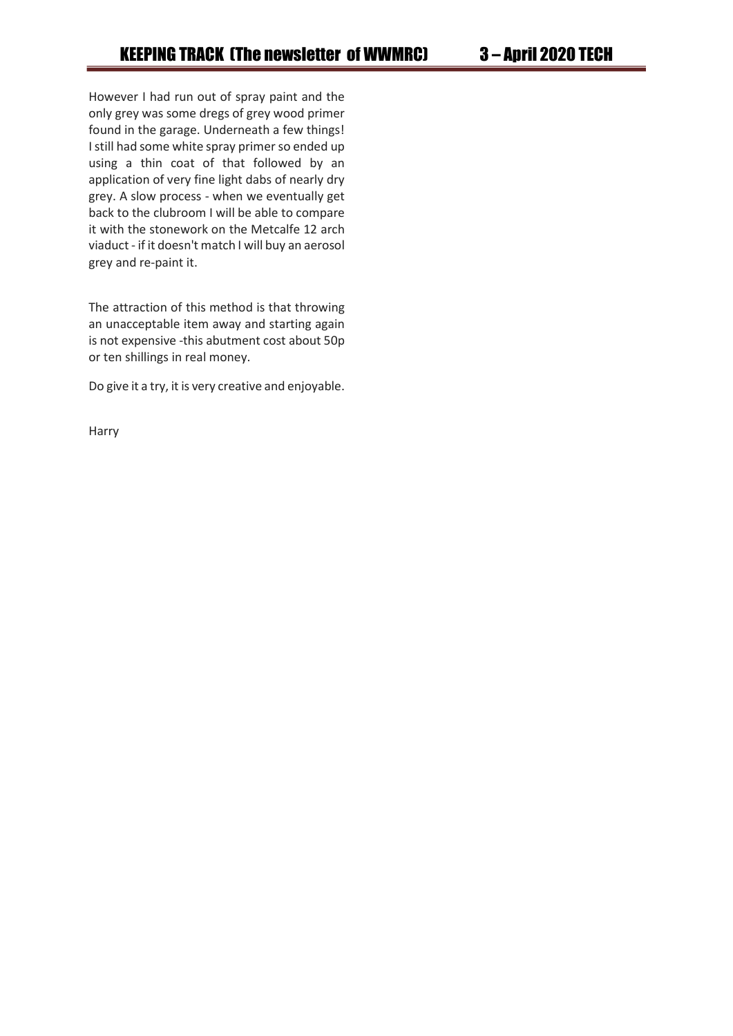However I had run out of spray paint and the only grey was some dregs of grey wood primer found in the garage. Underneath a few things! I still had some white spray primer so ended up using a thin coat of that followed by an application of very fine light dabs of nearly dry grey. A slow process - when we eventually get back to the clubroom I will be able to compare it with the stonework on the Metcalfe 12 arch viaduct - if it doesn't match I will buy an aerosol grey and re-paint it.

The attraction of this method is that throwing an unacceptable item away and starting again is not expensive -this abutment cost about 50p or ten shillings in real money.

Do give it a try, it is very creative and enjoyable.

Harry